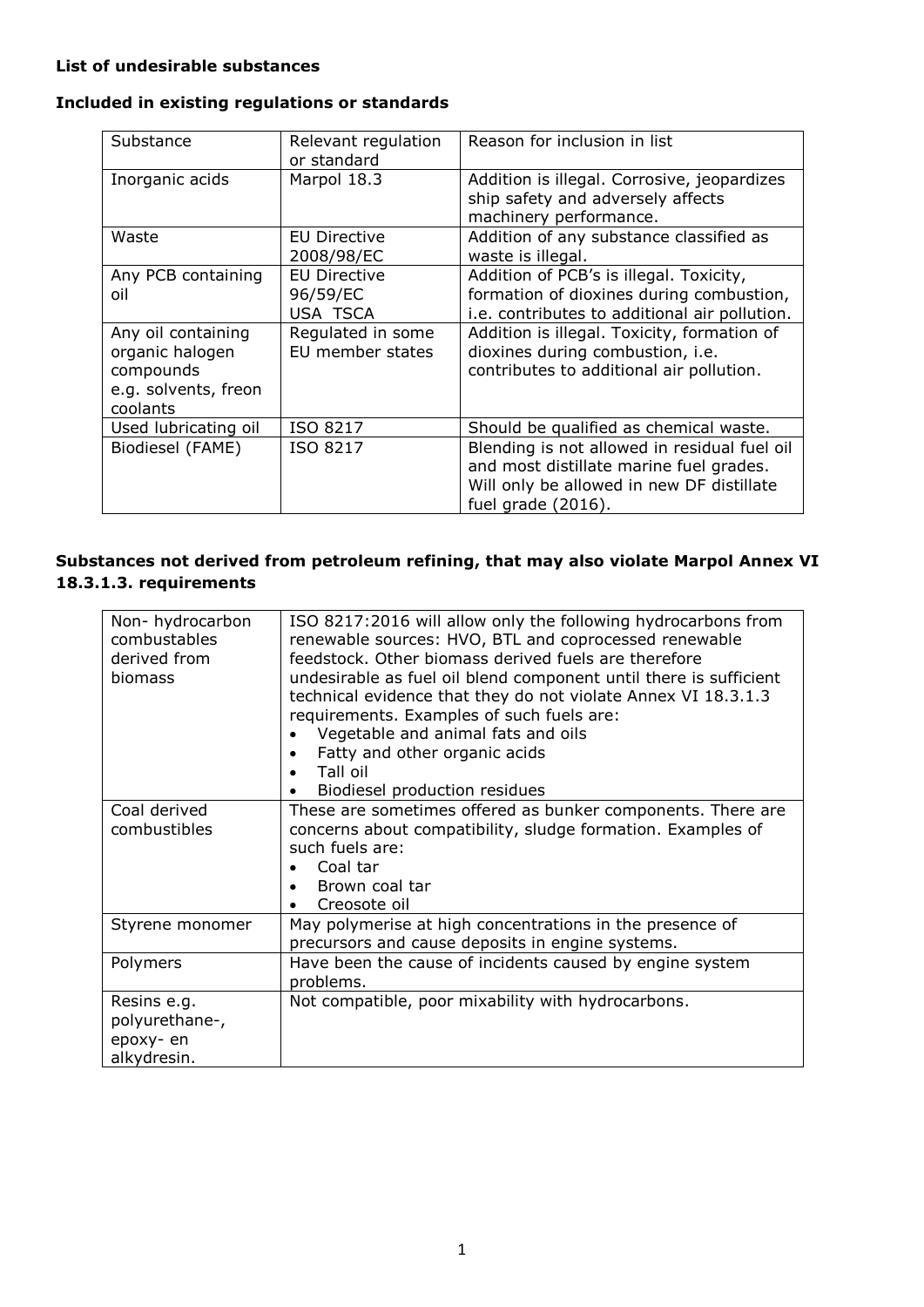**List of undesirable substances**

**Included in existing regulations or standards**

| Substance | Relevant regulation or standard | Reason for inclusion in list |
|---|---|---|
| Inorganic acids | Marpol 18.3 | Addition is illegal. Corrosive, jeopardizes ship safety and adversely affects machinery performance. |
| Waste | EU Directive 2008/98/EC | Addition of any substance classified as waste is illegal. |
| Any PCB containing oil | EU Directive 96/59/EC<br>USA TSCA | Addition of PCB's is illegal. Toxicity, formation of dioxines during combustion, i.e. contributes to additional air pollution. |
| Any oil containing organic halogen compounds e.g. solvents, freon coolants | Regulated in some EU member states | Addition is illegal. Toxicity, formation of dioxines during combustion, i.e. contributes to additional air pollution. |
| Used lubricating oil | ISO 8217 | Should be qualified as chemical waste. |
| Biodiesel (FAME) | ISO 8217 | Blending is not allowed in residual fuel oil and most distillate marine fuel grades. Will only be allowed in new DF distillate fuel grade (2016). |

**Substances not derived from petroleum refining, that may also violate Marpol Annex VI 18.3.1.3. requirements**

| | |
|---|---|
| Non- hydrocarbon combustables derived from biomass | ISO 8217:2016 will allow only the following hydrocarbons from renewable sources: HVO, BTL and coprocessed renewable feedstock. Other biomass derived fuels are therefore undesirable as fuel oil blend component until there is sufficient technical evidence that they do not violate Annex VI 18.3.1.3 requirements. Examples of such fuels are:<br>• Vegetable and animal fats and oils<br>• Fatty and other organic acids<br>• Tall oil<br>• Biodiesel production residues |
| Coal derived combustibles | These are sometimes offered as bunker components. There are concerns about compatibility, sludge formation. Examples of such fuels are:<br>• Coal tar<br>• Brown coal tar<br>• Creosote oil |
| Styrene monomer | May polymerise at high concentrations in the presence of precursors and cause deposits in engine systems. |
| Polymers | Have been the cause of incidents caused by engine system problems. |
| Resins e.g. polyurethane-, epoxy- en alkydresin. | Not compatible, poor mixability with hydrocarbons. |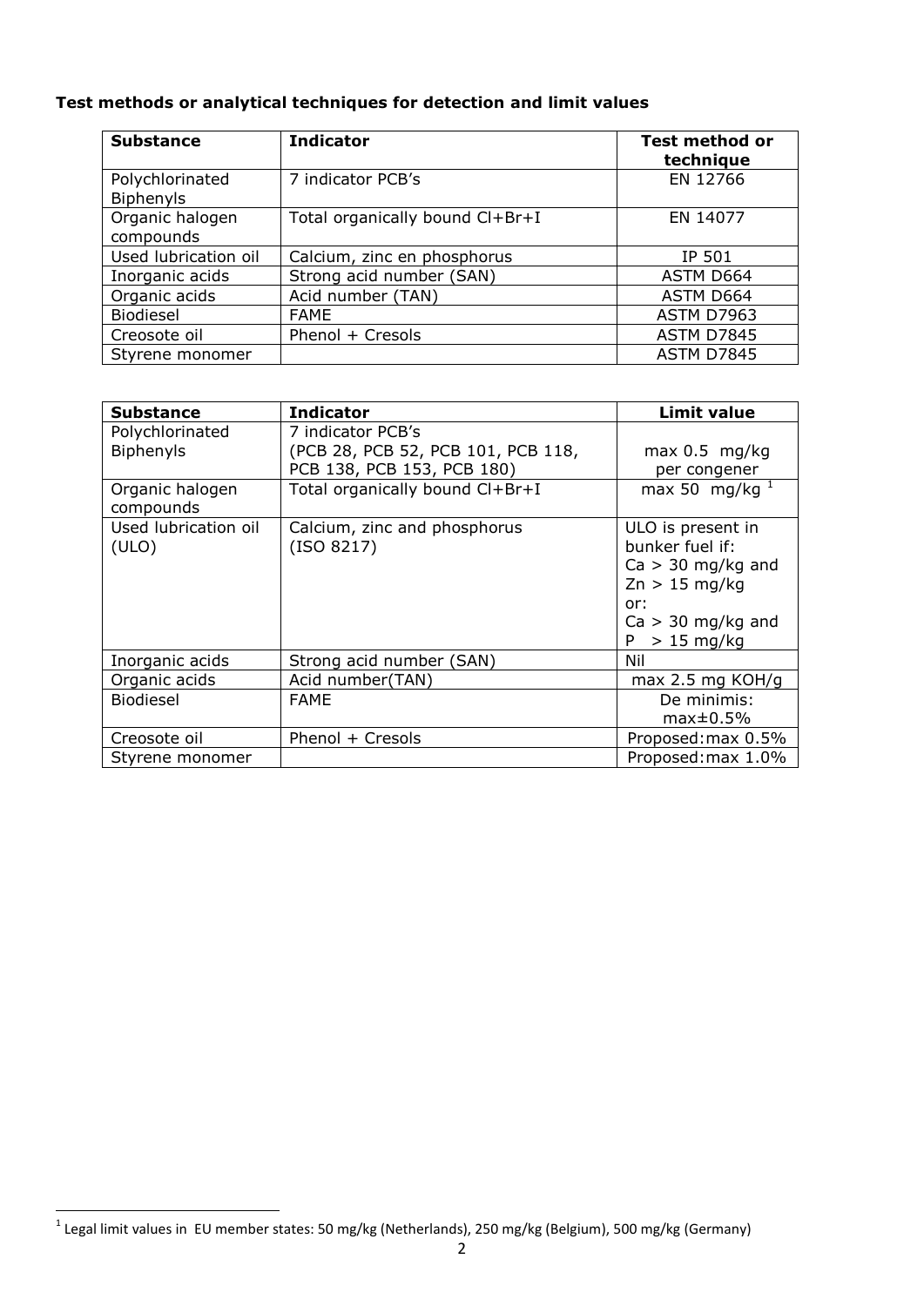**Test methods or analytical techniques for detection and limit values**

| Substance | Indicator | Test method or technique |
|---|---|---|
| Polychlorinated Biphenyls | 7 indicator PCB's | EN 12766 |
| Organic halogen compounds | Total organically bound Cl+Br+I | EN 14077 |
| Used lubrication oil | Calcium, zinc en phosphorus | IP 501 |
| Inorganic acids | Strong acid number (SAN) | ASTM D664 |
| Organic acids | Acid number (TAN) | ASTM D664 |
| Biodiesel | FAME | ASTM D7963 |
| Creosote oil | Phenol + Cresols | ASTM D7845 |
| Styrene monomer | | ASTM D7845 |

| Substance | Indicator | Limit value |
|---|---|---|
| Polychlorinated Biphenyls | 7 indicator PCB's (PCB 28, PCB 52, PCB 101, PCB 118, PCB 138, PCB 153, PCB 180) | max 0.5 mg/kg per congener |
| Organic halogen compounds | Total organically bound Cl+Br+I | max 50 mg/kg [1] |
| Used lubrication oil (ULO) | Calcium, zinc and phosphorus (ISO 8217) | ULO is present in bunker fuel if: Ca > 30 mg/kg and Zn > 15 mg/kg or: Ca > 30 mg/kg and P > 15 mg/kg |
| Inorganic acids | Strong acid number (SAN) | Nil |
| Organic acids | Acid number(TAN) | max 2.5 mg KOH/g |
| Biodiesel | FAME | De minimis: max±0.5% |
| Creosote oil | Phenol + Cresols | Proposed: max 0.5% |
| Styrene monomer | | Proposed: max 1.0% |

[1] Legal limit values in EU member states: 50 mg/kg (Netherlands), 250 mg/kg (Belgium), 500 mg/kg (Germany)